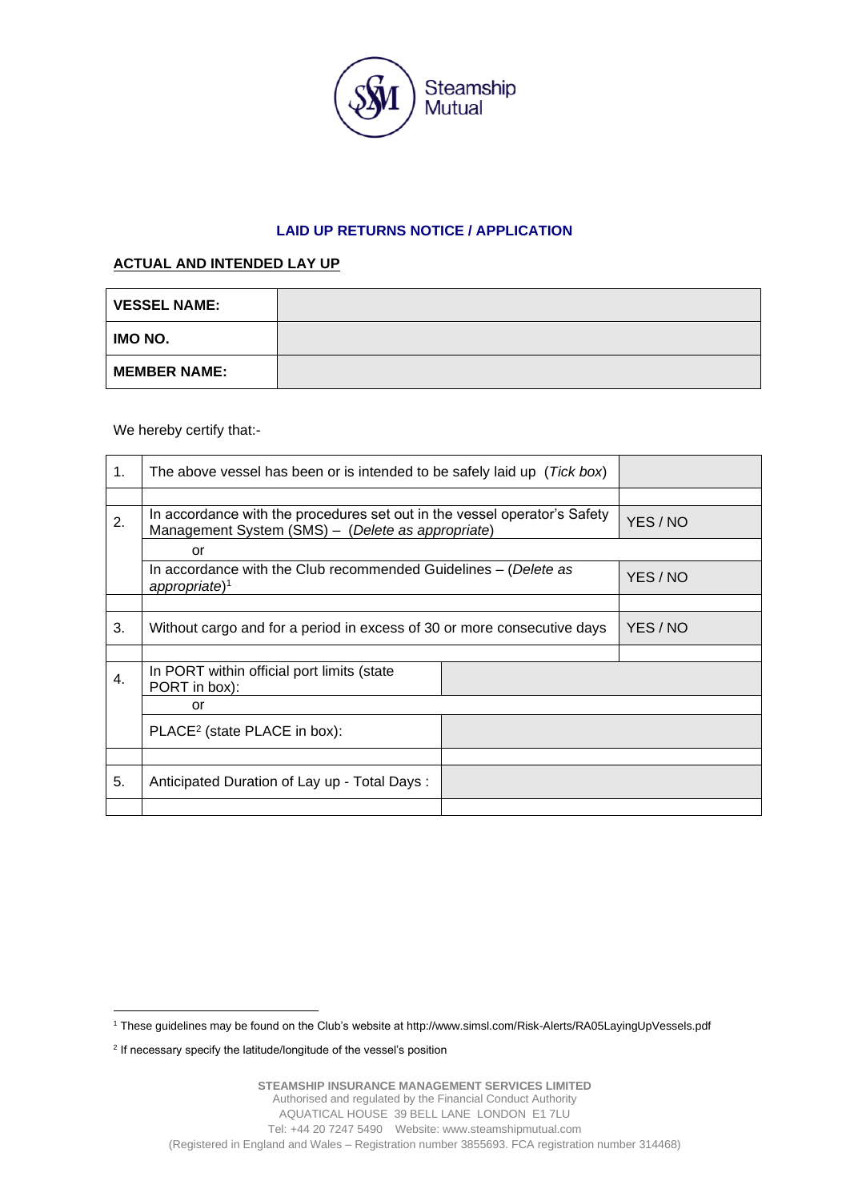Steamship Mutual

### LAID UP RETURNS NOTICE / APPLICATION

**ACTUAL AND INTENDED LAY UP**

| | |
|---|---|
| **VESSEL NAME:** | |
| **IMO NO.** | |
| **MEMBER NAME:** | |

We hereby certify that:-

| | | |
|---|---|---|
| 1. | The above vessel has been or is intended to be safely laid up (*Tick box*) | |
| 2. | In accordance with the procedures set out in the vessel operator's Safety Management System (SMS) – (*Delete as appropriate*) | YES / NO |
| | or | |
| | In accordance with the Club recommended Guidelines – (*Delete as appropriate*)[1] | YES / NO |
| 3. | Without cargo and for a period in excess of 30 or more consecutive days | YES / NO |
| 4. | In PORT within official port limits (state PORT in box): | |
| | or | |
| | PLACE[2] (state PLACE in box): | |
| 5. | Anticipated Duration of Lay up - Total Days : | |

[1] These guidelines may be found on the Club's website at http://www.simsl.com/Risk-Alerts/RA05LayingUpVessels.pdf

[2] If necessary specify the latitude/longitude of the vessel's position

**STEAMSHIP INSURANCE MANAGEMENT SERVICES LIMITED**
Authorised and regulated by the Financial Conduct Authority
AQUATICAL HOUSE 39 BELL LANE LONDON E1 7LU
Tel: +44 20 7247 5490 Website: www.steamshipmutual.com
(Registered in England and Wales – Registration number 3855693. FCA registration number 314468)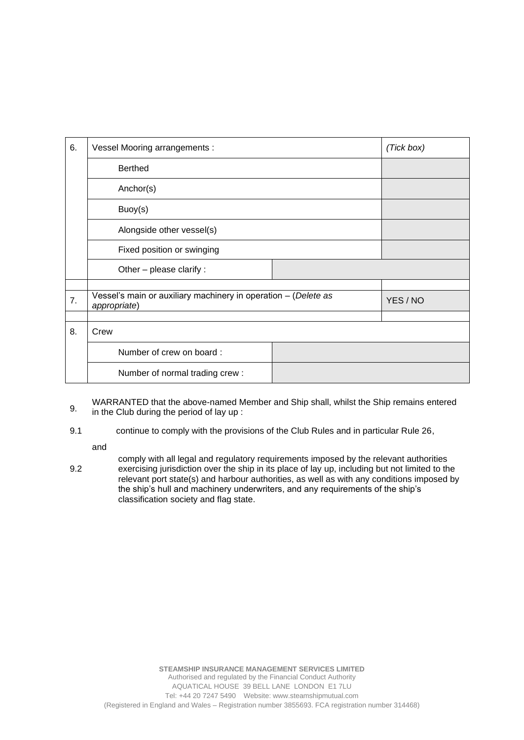| | | | |
|---|---|---|---|
| 6. | Vessel Mooring arrangements : | | *(Tick box)* |
| | Berthed | | |
| | Anchor(s) | | |
| | Buoy(s) | | |
| | Alongside other vessel(s) | | |
| | Fixed position or swinging | | |
| | Other – please clarify : | | |
| | | | |
| 7. | Vessel's main or auxiliary machinery in operation – (*Delete as appropriate*) | | YES / NO |
| | | | |
| 8. | Crew | | |
| | Number of crew on board : | | |
| | Number of normal trading crew : | | |

9. WARRANTED that the above-named Member and Ship shall, whilst the Ship remains entered in the Club during the period of lay up :

9.1 continue to comply with the provisions of the Club Rules and in particular Rule 26,

and

9.2 comply with all legal and regulatory requirements imposed by the relevant authorities exercising jurisdiction over the ship in its place of lay up, including but not limited to the relevant port state(s) and harbour authorities, as well as with any conditions imposed by the ship's hull and machinery underwriters, and any requirements of the ship's classification society and flag state.

**STEAMSHIP INSURANCE MANAGEMENT SERVICES LIMITED**
Authorised and regulated by the Financial Conduct Authority
AQUATICAL HOUSE 39 BELL LANE LONDON E1 7LU
Tel: +44 20 7247 5490 Website: www.steamshipmutual.com
(Registered in England and Wales – Registration number 3855693. FCA registration number 314468)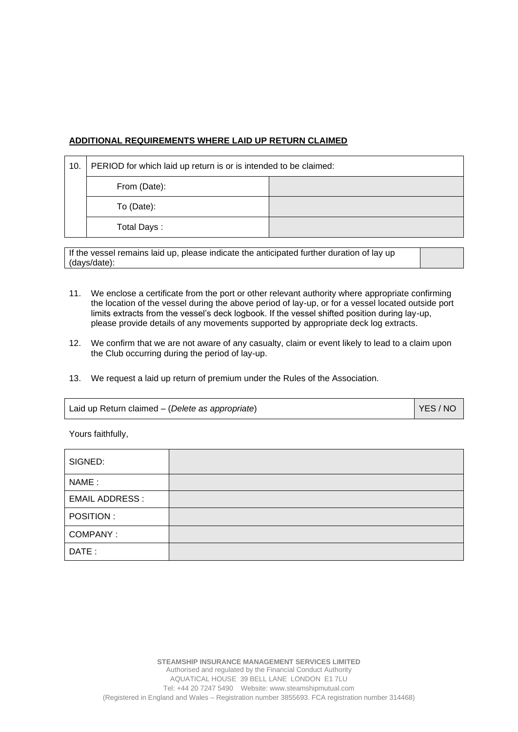**ADDITIONAL REQUIREMENTS WHERE LAID UP RETURN CLAIMED**

| | | |
|---|---|---|
| 10. | PERIOD for which laid up return is or is intended to be claimed: | |
| | From (Date): | |
| | To (Date): | |
| | Total Days : | |

| | |
|---|---|
| If the vessel remains laid up, please indicate the anticipated further duration of lay up (days/date): | |

11. We enclose a certificate from the port or other relevant authority where appropriate confirming the location of the vessel during the above period of lay-up, or for a vessel located outside port limits extracts from the vessel's deck logbook. If the vessel shifted position during lay-up, please provide details of any movements supported by appropriate deck log extracts.

12. We confirm that we are not aware of any casualty, claim or event likely to lead to a claim upon the Club occurring during the period of lay-up.

13. We request a laid up return of premium under the Rules of the Association.

| | |
|---|---|
| Laid up Return claimed – (*Delete as appropriate*) | YES / NO |

Yours faithfully,

| | |
|---|---|
| SIGNED: | |
| NAME : | |
| EMAIL ADDRESS : | |
| POSITION : | |
| COMPANY : | |
| DATE : | |

**STEAMSHIP INSURANCE MANAGEMENT SERVICES LIMITED**
Authorised and regulated by the Financial Conduct Authority
AQUATICAL HOUSE 39 BELL LANE LONDON E1 7LU
Tel: +44 20 7247 5490 Website: www.steamshipmutual.com
(Registered in England and Wales – Registration number 3855693. FCA registration number 314468)